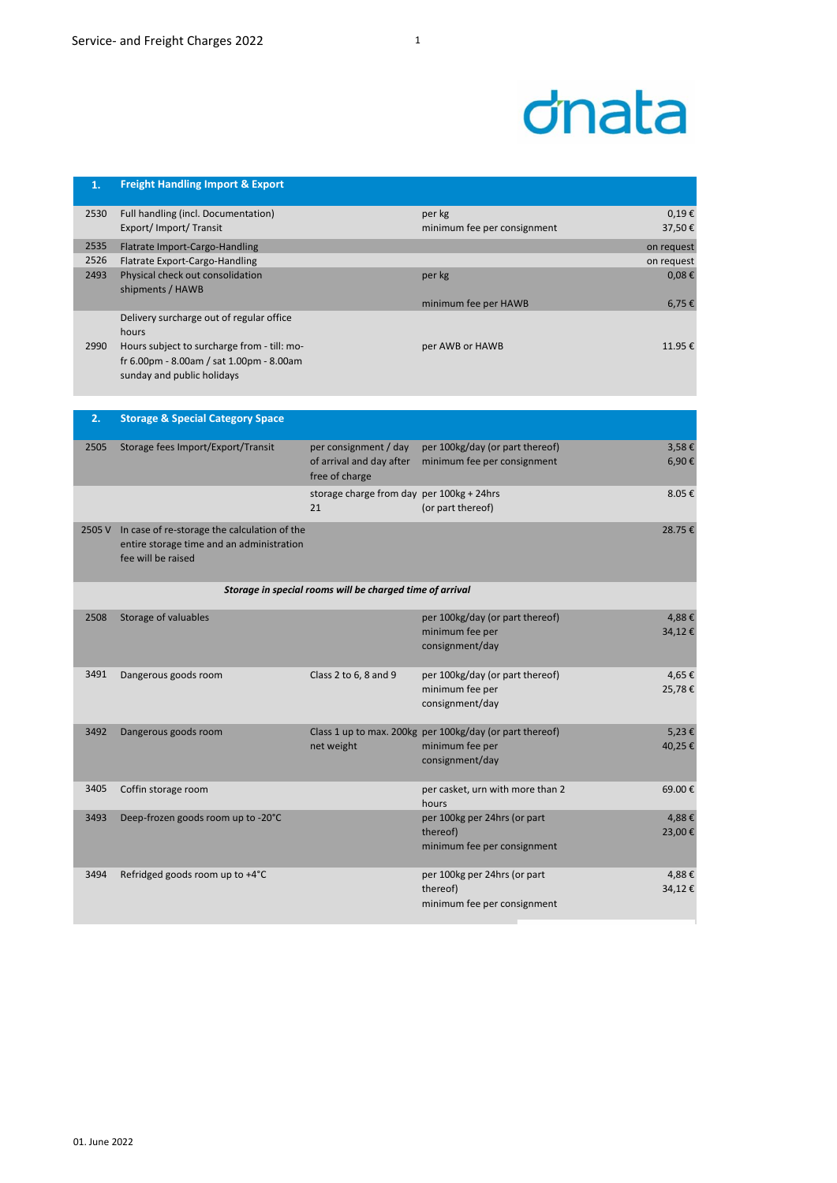Service- and Freight Charges 2022

dnata

## 1. Freight Handling Import & Export

| Code | Description | | Unit | Price |
|---|---|---|---|---|
| 2530 | Full handling (incl. Documentation) Export/ Import/ Transit | | per kg<br>minimum fee per consignment | 0,19 €<br>37,50 € |
| 2535 | Flatrate Import-Cargo-Handling | | | on request |
| 2526 | Flatrate Export-Cargo-Handling | | | on request |
| 2493 | Physical check out consolidation shipments / HAWB | | per kg<br>minimum fee per HAWB | 0,08 €<br>6,75 € |
| 2990 | Delivery surcharge out of regular office hours<br>Hours subject to surcharge from - till: mo-fr 6.00pm - 8.00am / sat 1.00pm - 8.00am sunday and public holidays | | per AWB or HAWB | 11.95 € |

## 2. Storage & Special Category Space

| Code | Description | | Unit | Price |
|---|---|---|---|---|
| 2505 | Storage fees Import/Export/Transit | per consignment / day of arrival and day after free of charge | per 100kg/day (or part thereof)<br>minimum fee per consignment | 3,58 €<br>6,90 € |
| | | storage charge from day 21 | per 100kg + 24hrs (or part thereof) | 8.05 € |
| 2505 V | In case of re-storage the calculation of the entire storage time and an administration fee will be raised | | | 28.75 € |
| | ***Storage in special rooms will be charged time of arrival*** | | | |
| 2508 | Storage of valuables | | per 100kg/day (or part thereof)<br>minimum fee per consignment/day | 4,88 €<br>34,12 € |
| 3491 | Dangerous goods room | Class 2 to 6, 8 and 9 | per 100kg/day (or part thereof)<br>minimum fee per consignment/day | 4,65 €<br>25,78 € |
| 3492 | Dangerous goods room | Class 1 up to max. 200kg net weight | per 100kg/day (or part thereof)<br>minimum fee per consignment/day | 5,23 €<br>40,25 € |
| 3405 | Coffin storage room | | per casket, urn with more than 2 hours | 69.00 € |
| 3493 | Deep-frozen goods room up to -20°C | | per 100kg per 24hrs (or part thereof)<br>minimum fee per consignment | 4,88 €<br>23,00 € |
| 3494 | Refridged goods room up to +4°C | | per 100kg per 24hrs (or part thereof)<br>minimum fee per consignment | 4,88 €<br>34,12 € |

01. June 2022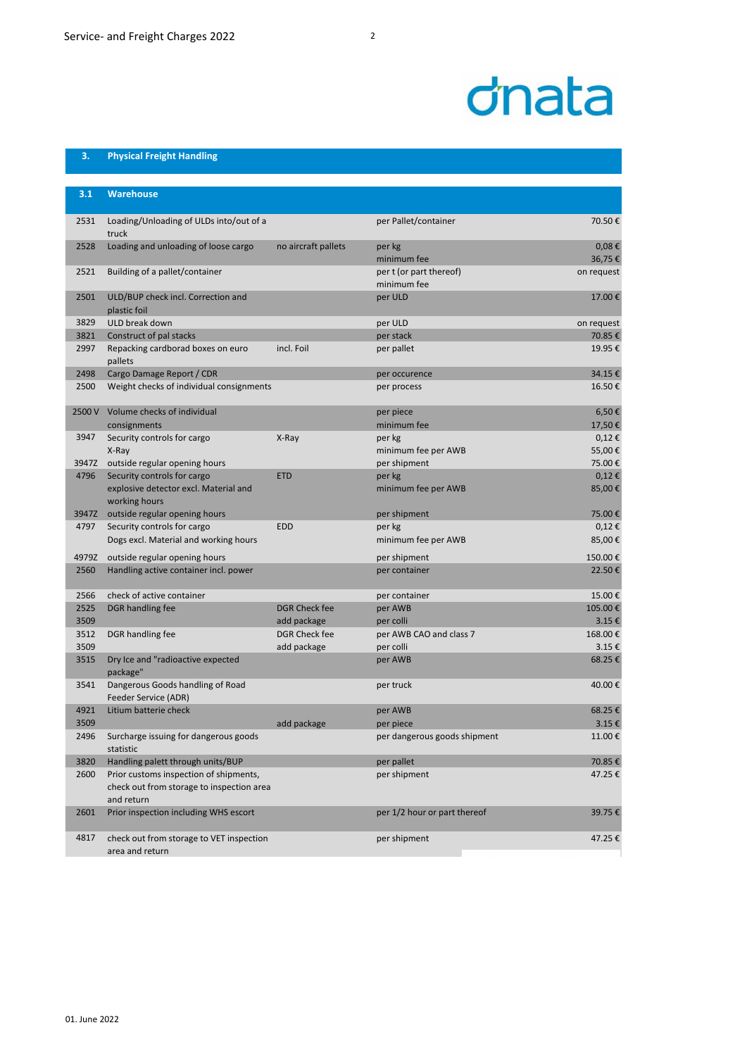## 3. Physical Freight Handling

### 3.1 Warehouse

| Code | Description | Detail | Unit | Price |
|---|---|---|---|---|
| 2531 | Loading/Unloading of ULDs into/out of a truck | | per Pallet/container | 70.50 € |
| 2528 | Loading and unloading of loose cargo | no aircraft pallets | per kg<br>minimum fee | 0,08 €<br>36,75 € |
| 2521 | Building of a pallet/container | | per t (or part thereof)<br>minimum fee | on request |
| 2501 | ULD/BUP check incl. Correction and plastic foil | | per ULD | 17.00 € |
| 3829 | ULD break down | | per ULD | on request |
| 3821 | Construct of pal stacks | | per stack | 70.85 € |
| 2997 | Repacking cardborad boxes on euro pallets | incl. Foil | per pallet | 19.95 € |
| 2498 | Cargo Damage Report / CDR | | per occurence | 34.15 € |
| 2500 | Weight checks of individual consignments | | per process | 16.50 € |
| 2500 V | Volume checks of individual consignments | | per piece<br>minimum fee | 6,50 €<br>17,50 € |
| 3947 | Security controls for cargo X-Ray | X-Ray | per kg<br>minimum fee per AWB | 0,12 €<br>55,00 € |
| 3947Z | outside regular opening hours | | per shipment | 75.00 € |
| 4796 | Security controls for cargo explosive detector excl. Material and working hours | ETD | per kg<br>minimum fee per AWB | 0,12 €<br>85,00 € |
| 3947Z | outside regular opening hours | | per shipment | 75.00 € |
| 4797 | Security controls for cargo Dogs excl. Material and working hours | EDD | per kg<br>minimum fee per AWB | 0,12 €<br>85,00 € |
| 4979Z | outside regular opening hours | | per shipment | 150.00 € |
| 2560 | Handling active container incl. power | | per container | 22.50 € |
| 2566 | check of active container | | per container | 15.00 € |
| 2525 | DGR handling fee | DGR Check fee | per AWB | 105.00 € |
| 3509 | | add package | per colli | 3.15 € |
| 3512 | DGR handling fee | DGR Check fee | per AWB CAO and class 7 | 168.00 € |
| 3509 | | add package | per colli | 3.15 € |
| 3515 | Dry Ice and "radioactive expected package" | | per AWB | 68.25 € |
| 3541 | Dangerous Goods handling of Road Feeder Service (ADR) | | per truck | 40.00 € |
| 4921 | Litium batterie check | | per AWB | 68.25 € |
| 3509 | | add package | per piece | 3.15 € |
| 2496 | Surcharge issuing for dangerous goods statistic | | per dangerous goods shipment | 11.00 € |
| 3820 | Handling palett through units/BUP | | per pallet | 70.85 € |
| 2600 | Prior customs inspection of shipments, check out from storage to inspection area and return | | per shipment | 47.25 € |
| 2601 | Prior inspection including WHS escort | | per 1/2 hour or part thereof | 39.75 € |
| 4817 | check out from storage to VET inspection area and return | | per shipment | 47.25 € |

01. June 2022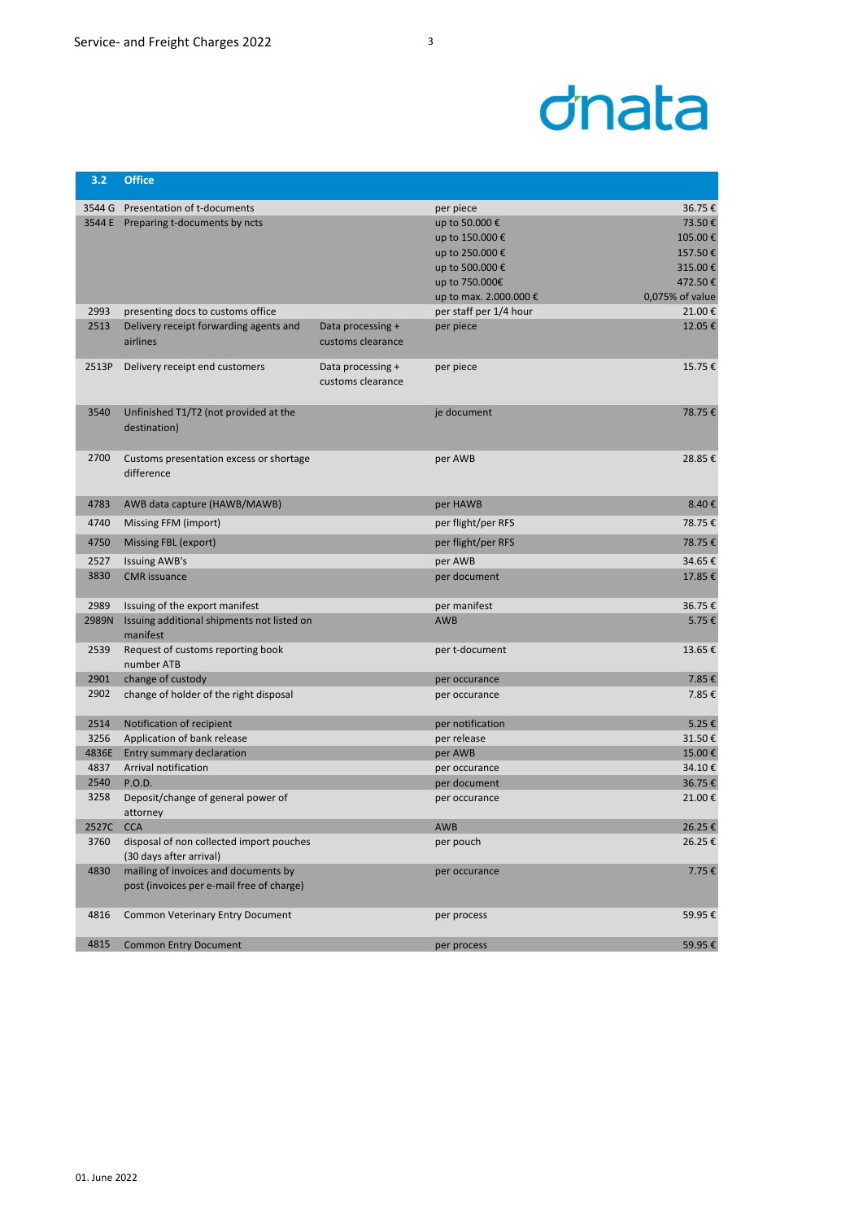## 3.2 Office

| Code | Description | | Unit | Price |
|---|---|---|---|---|
| 3544 G | Presentation of t-documents | | per piece | 36.75 € |
| 3544 E | Preparing t-documents by ncts | | up to 50.000 € | 73.50 € |
| | | | up to 150.000 € | 105.00 € |
| | | | up to 250.000 € | 157.50 € |
| | | | up to 500.000 € | 315.00 € |
| | | | up to 750.000€ | 472.50 € |
| | | | up to max. 2.000.000 € | 0,075% of value |
| 2993 | presenting docs to customs office | | per staff per 1/4 hour | 21.00 € |
| 2513 | Delivery receipt forwarding agents and airlines | Data processing + customs clearance | per piece | 12.05 € |
| 2513P | Delivery receipt end customers | Data processing + customs clearance | per piece | 15.75 € |
| 3540 | Unfinished T1/T2 (not provided at the destination) | | je document | 78.75 € |
| 2700 | Customs presentation excess or shortage difference | | per AWB | 28.85 € |
| 4783 | AWB data capture (HAWB/MAWB) | | per HAWB | 8.40 € |
| 4740 | Missing FFM (import) | | per flight/per RFS | 78.75 € |
| 4750 | Missing FBL (export) | | per flight/per RFS | 78.75 € |
| 2527 | Issuing AWB's | | per AWB | 34.65 € |
| 3830 | CMR issuance | | per document | 17.85 € |
| 2989 | Issuing of the export manifest | | per manifest | 36.75 € |
| 2989N | Issuing additional shipments not listed on manifest | | AWB | 5.75 € |
| 2539 | Request of customs reporting book number ATB | | per t-document | 13.65 € |
| 2901 | change of custody | | per occurance | 7.85 € |
| 2902 | change of holder of the right disposal | | per occurance | 7.85 € |
| 2514 | Notification of recipient | | per notification | 5.25 € |
| 3256 | Application of bank release | | per release | 31.50 € |
| 4836E | Entry summary declaration | | per AWB | 15.00 € |
| 4837 | Arrival notification | | per occurance | 34.10 € |
| 2540 | P.O.D. | | per document | 36.75 € |
| 3258 | Deposit/change of general power of attorney | | per occurance | 21.00 € |
| 2527C | CCA | | AWB | 26.25 € |
| 3760 | disposal of non collected import pouches (30 days after arrival) | | per pouch | 26.25 € |
| 4830 | mailing of invoices and documents by post (invoices per e-mail free of charge) | | per occurance | 7.75 € |
| 4816 | Common Veterinary Entry Document | | per process | 59.95 € |
| 4815 | Common Entry Document | | per process | 59.95 € |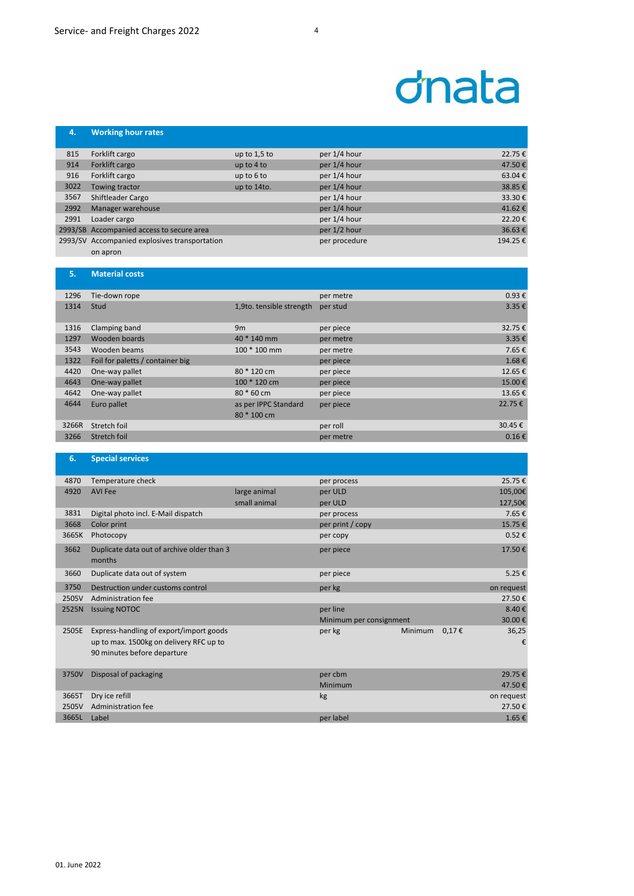## 4. Working hour rates

| Code | Description | Specification | Unit | Price |
|---|---|---|---|---|
| 815 | Forklift cargo | up to 1,5 to | per 1/4 hour | 22.75 € |
| 914 | Forklift cargo | up to 4 to | per 1/4 hour | 47.50 € |
| 916 | Forklift cargo | up to 6 to | per 1/4 hour | 63.04 € |
| 3022 | Towing tractor | up to 14to. | per 1/4 hour | 38.85 € |
| 3567 | Shiftleader Cargo | | per 1/4 hour | 33.30 € |
| 2992 | Manager warehouse | | per 1/4 hour | 41.62 € |
| 2991 | Loader cargo | | per 1/4 hour | 22.20 € |
| 2993/SB | Accompanied access to secure area | | per 1/2 hour | 36.63 € |
| 2993/SV | Accompanied explosives transportation on apron | | per procedure | 194.25 € |

## 5. Material costs

| Code | Description | Specification | Unit | Price |
|---|---|---|---|---|
| 1296 | Tie-down rope | | per metre | 0.93 € |
| 1314 | Stud | 1,9to. tensible strength | per stud | 3.35 € |
| 1316 | Clamping band | 9m | per piece | 32.75 € |
| 1297 | Wooden boards | 40 * 140 mm | per metre | 3.35 € |
| 3543 | Wooden beams | 100 * 100 mm | per metre | 7.65 € |
| 1322 | Foil for palets / container big | | per piece | 1.68 € |
| 4420 | One-way pallet | 80 * 120 cm | per piece | 12.65 € |
| 4643 | One-way pallet | 100 * 120 cm | per piece | 15.00 € |
| 4642 | One-way pallet | 80 * 60 cm | per piece | 13.65 € |
| 4644 | Euro pallet | as per IPPC Standard 80 * 100 cm | per piece | 22.75 € |
| 3266R | Stretch foil | | per roll | 30.45 € |
| 3266 | Stretch foil | | per metre | 0.16 € |

## 6. Special services

| Code | Description | Specification | Unit | | | Price |
|---|---|---|---|---|---|---|
| 4870 | Temperature check | | per process | | | 25.75 € |
| 4920 | AVI Fee | large animal | per ULD | | | 105,00€ |
| | | small animal | per ULD | | | 127,50€ |
| 3831 | Digital photo incl. E-Mail dispatch | | per process | | | 7.65 € |
| 3668 | Color print | | per print / copy | | | 15.75 € |
| 3665K | Photocopy | | per copy | | | 0.52 € |
| 3662 | Duplicate data out of archive older than 3 months | | per piece | | | 17.50 € |
| 3660 | Duplicate data out of system | | per piece | | | 5.25 € |
| 3750 | Destruction under customs control | | per kg | | | on request |
| 2505V | Administration fee | | | | | 27.50 € |
| 2525N | Issuing NOTOC | | per line | | | 8.40 € |
| | | | Minimum per consignment | | | 30.00 € |
| 2505E | Express-handling of export/import goods up to max. 1500kg on delivery RFC up to 90 minutes before departure | | per kg | Minimum | 0,17 € | 36,25 € |
| 3750V | Disposal of packaging | | per cbm | | | 29.75 € |
| | | | Minimum | | | 47.50 € |
| 3665T | Dry ice refill | | kg | | | on request |
| 2505V | Administration fee | | | | | 27.50 € |
| 3665L | Label | | per label | | | 1.65 € |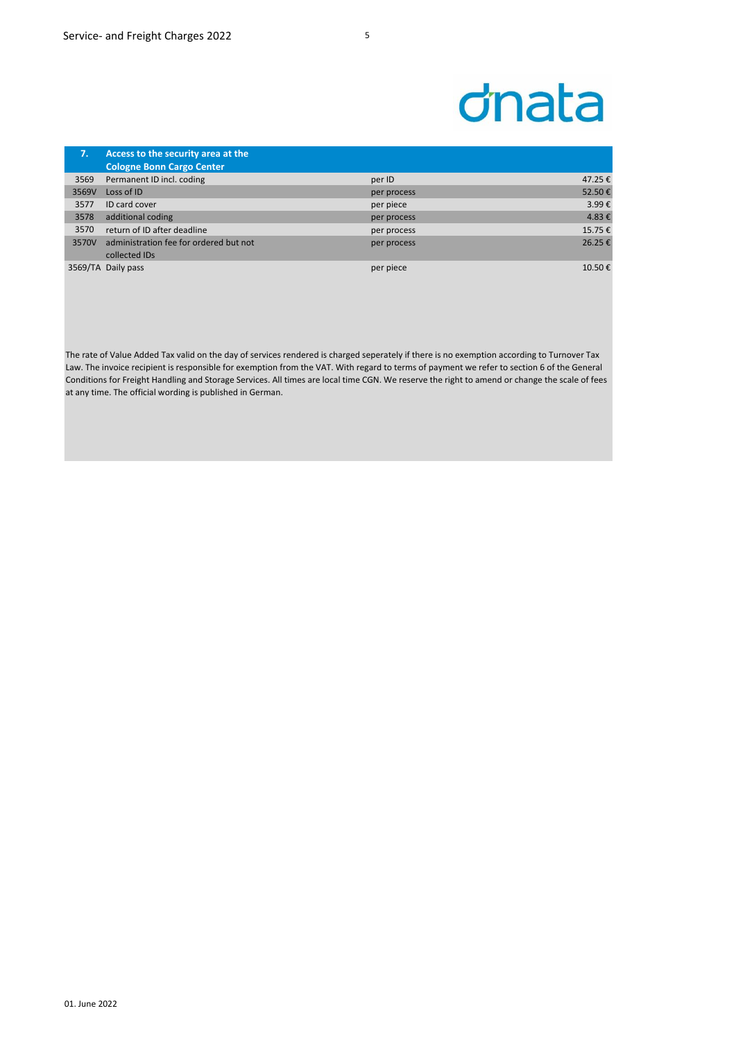| 7. | Access to the security area at the Cologne Bonn Cargo Center | | |
|---|---|---|---|
| 3569 | Permanent ID incl. coding | per ID | 47.25 € |
| 3569V | Loss of ID | per process | 52.50 € |
| 3577 | ID card cover | per piece | 3.99 € |
| 3578 | additional coding | per process | 4.83 € |
| 3570 | return of ID after deadline | per process | 15.75 € |
| 3570V | administration fee for ordered but not collected IDs | per process | 26.25 € |
| 3569/TA | Daily pass | per piece | 10.50 € |

The rate of Value Added Tax valid on the day of services rendered is charged seperately if there is no exemption according to Turnover Tax Law. The invoice recipient is responsible for exemption from the VAT. With regard to terms of payment we refer to section 6 of the General Conditions for Freight Handling and Storage Services. All times are local time CGN. We reserve the right to amend or change the scale of fees at any time. The official wording is published in German.